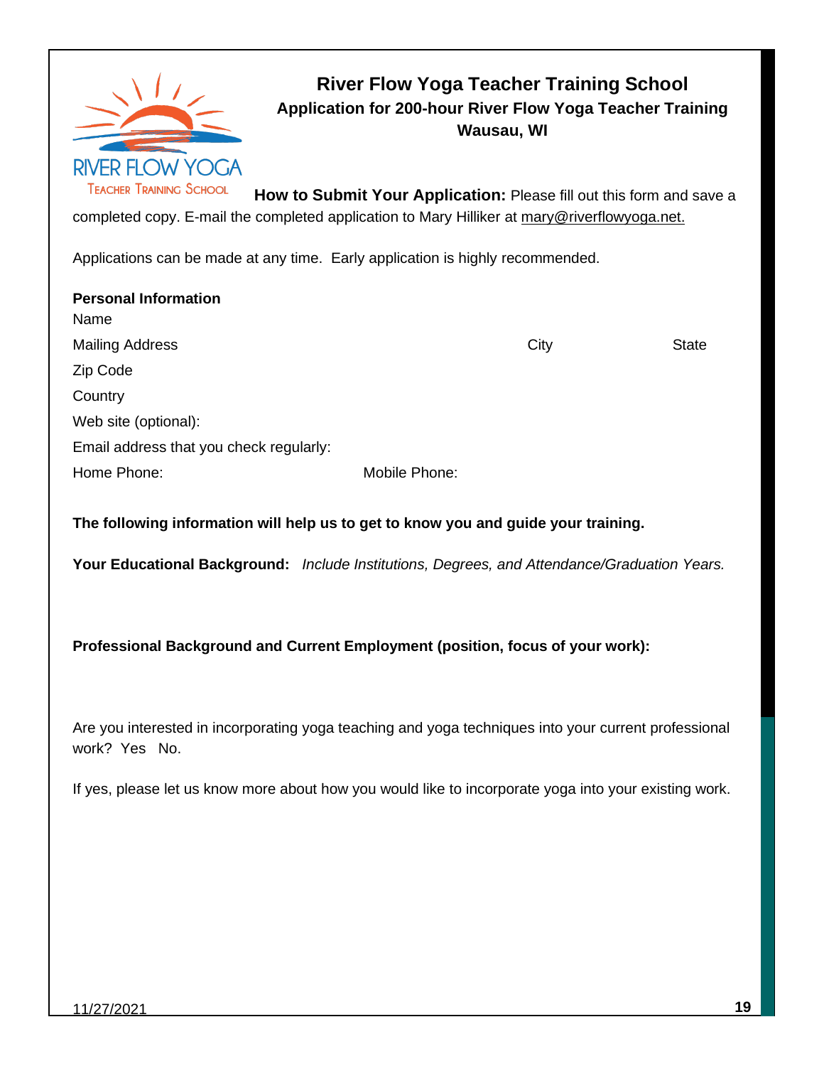# River Flow Yoga Teacher Training School

## Application for 200-hour River Flow Yoga Teacher Training

### Wausau, WI

RIVER FLOW YOGA
TEACHER TRAINING SCHOOL

**How to Submit Your Application:** Please fill out this form and save a completed copy. E-mail the completed application to Mary Hilliker at mary@riverflowyoga.net.

Applications can be made at any time. Early application is highly recommended.

**Personal Information**

Name

Mailing Address City State

Zip Code

Country

Web site (optional):

Email address that you check regularly:

Home Phone: Mobile Phone:

**The following information will help us to get to know you and guide your training.**

**Your Educational Background:** *Include Institutions, Degrees, and Attendance/Graduation Years.*

**Professional Background and Current Employment (position, focus of your work):**

Are you interested in incorporating yoga teaching and yoga techniques into your current professional work? Yes No.

If yes, please let us know more about how you would like to incorporate yoga into your existing work.

11/27/2021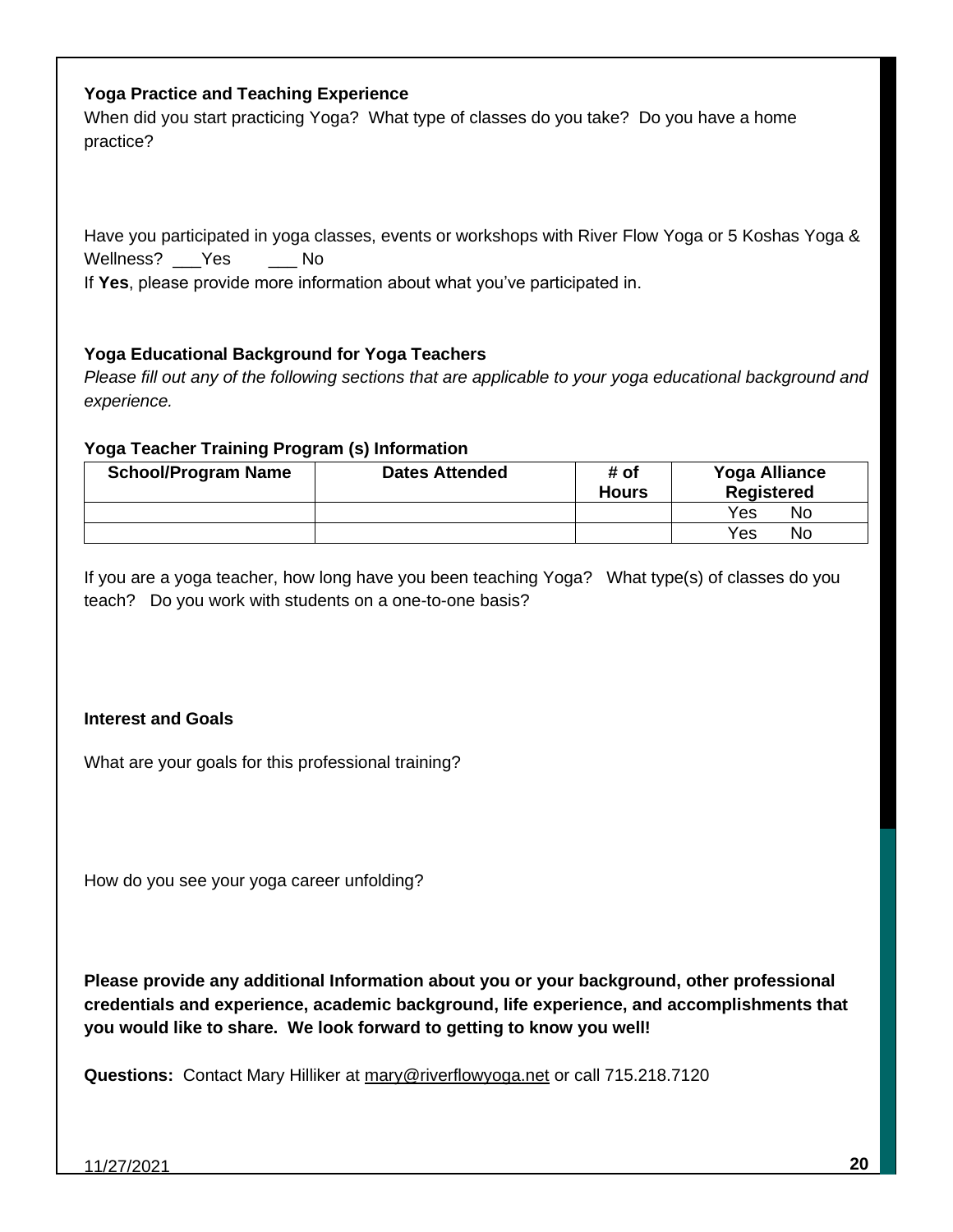**Yoga Practice and Teaching Experience**

When did you start practicing Yoga? What type of classes do you take? Do you have a home practice?

Have you participated in yoga classes, events or workshops with River Flow Yoga or 5 Koshas Yoga & Wellness? ___Yes ___ No

If **Yes**, please provide more information about what you've participated in.

**Yoga Educational Background for Yoga Teachers**

*Please fill out any of the following sections that are applicable to your yoga educational background and experience.*

**Yoga Teacher Training Program (s) Information**

| School/Program Name | Dates Attended | # of Hours | Yoga Alliance Registered |
|---|---|---|---|
| | | | Yes No |
| | | | Yes No |

If you are a yoga teacher, how long have you been teaching Yoga? What type(s) of classes do you teach? Do you work with students on a one-to-one basis?

**Interest and Goals**

What are your goals for this professional training?

How do you see your yoga career unfolding?

**Please provide any additional Information about you or your background, other professional credentials and experience, academic background, life experience, and accomplishments that you would like to share. We look forward to getting to know you well!**

**Questions:** Contact Mary Hilliker at mary@riverflowyoga.net or call 715.218.7120

11/27/2021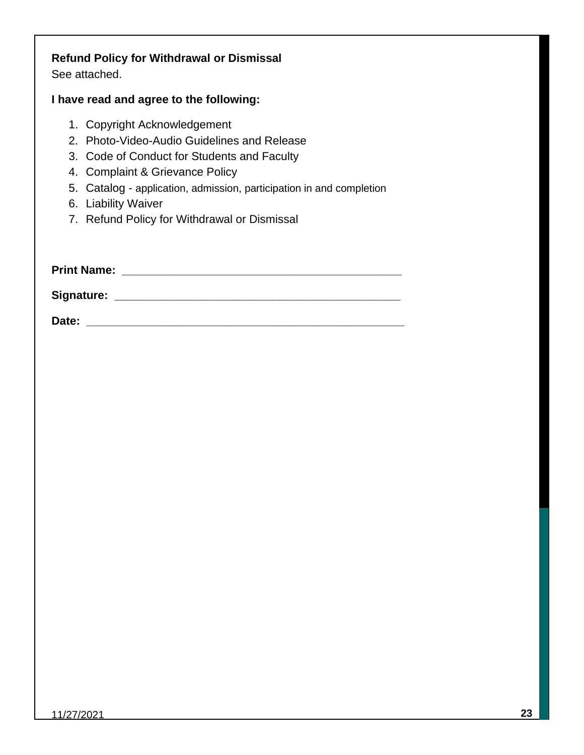**Refund Policy for Withdrawal or Dismissal**
See attached.

**I have read and agree to the following:**

1. Copyright Acknowledgement
2. Photo-Video-Audio Guidelines and Release
3. Code of Conduct for Students and Faculty
4. Complaint & Grievance Policy
5. Catalog - application, admission, participation in and completion
6. Liability Waiver
7. Refund Policy for Withdrawal or Dismissal

**Print Name:** ____________________________________________

**Signature:** ____________________________________________

**Date:** ________________________________________________

11/27/2021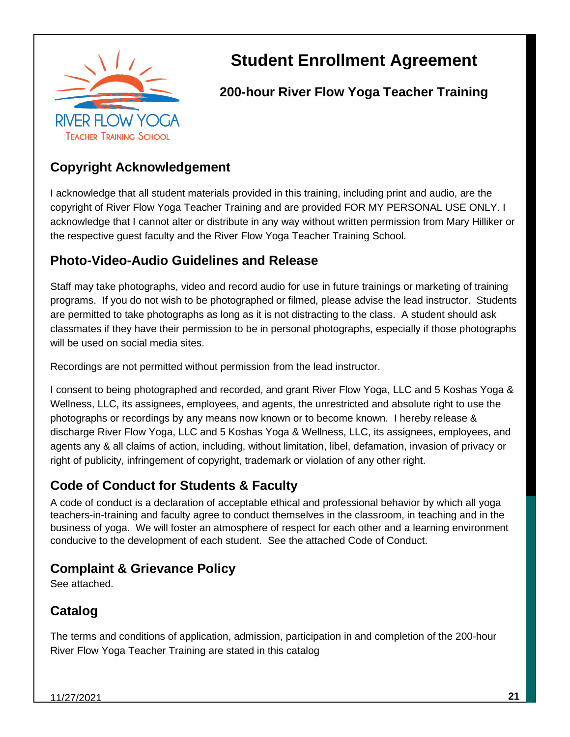# Student Enrollment Agreement

## 200-hour River Flow Yoga Teacher Training

## Copyright Acknowledgement

I acknowledge that all student materials provided in this training, including print and audio, are the copyright of River Flow Yoga Teacher Training and are provided FOR MY PERSONAL USE ONLY. I acknowledge that I cannot alter or distribute in any way without written permission from Mary Hilliker or the respective guest faculty and the River Flow Yoga Teacher Training School.

## Photo-Video-Audio Guidelines and Release

Staff may take photographs, video and record audio for use in future trainings or marketing of training programs. If you do not wish to be photographed or filmed, please advise the lead instructor. Students are permitted to take photographs as long as it is not distracting to the class. A student should ask classmates if they have their permission to be in personal photographs, especially if those photographs will be used on social media sites.

Recordings are not permitted without permission from the lead instructor.

I consent to being photographed and recorded, and grant River Flow Yoga, LLC and 5 Koshas Yoga & Wellness, LLC, its assignees, employees, and agents, the unrestricted and absolute right to use the photographs or recordings by any means now known or to become known. I hereby release & discharge River Flow Yoga, LLC and 5 Koshas Yoga & Wellness, LLC, its assignees, employees, and agents any & all claims of action, including, without limitation, libel, defamation, invasion of privacy or right of publicity, infringement of copyright, trademark or violation of any other right.

## Code of Conduct for Students & Faculty

A code of conduct is a declaration of acceptable ethical and professional behavior by which all yoga teachers-in-training and faculty agree to conduct themselves in the classroom, in teaching and in the business of yoga. We will foster an atmosphere of respect for each other and a learning environment conducive to the development of each student. See the attached Code of Conduct.

## Complaint & Grievance Policy

See attached.

## Catalog

The terms and conditions of application, admission, participation in and completion of the 200-hour River Flow Yoga Teacher Training are stated in this catalog

11/27/2021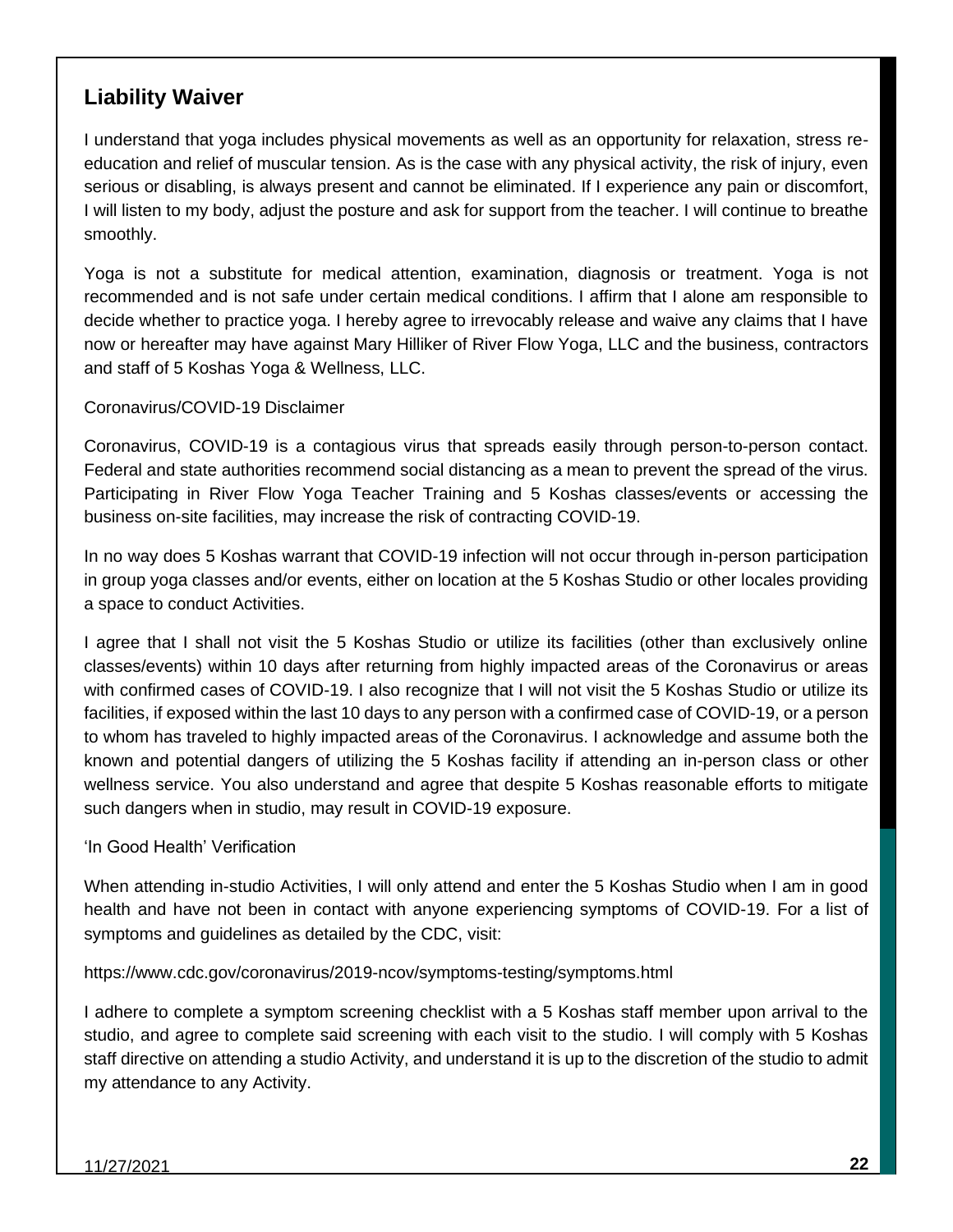## Liability Waiver

I understand that yoga includes physical movements as well as an opportunity for relaxation, stress re-education and relief of muscular tension. As is the case with any physical activity, the risk of injury, even serious or disabling, is always present and cannot be eliminated. If I experience any pain or discomfort, I will listen to my body, adjust the posture and ask for support from the teacher. I will continue to breathe smoothly.

Yoga is not a substitute for medical attention, examination, diagnosis or treatment. Yoga is not recommended and is not safe under certain medical conditions. I affirm that I alone am responsible to decide whether to practice yoga. I hereby agree to irrevocably release and waive any claims that I have now or hereafter may have against Mary Hilliker of River Flow Yoga, LLC and the business, contractors and staff of 5 Koshas Yoga & Wellness, LLC.

Coronavirus/COVID-19 Disclaimer

Coronavirus, COVID-19 is a contagious virus that spreads easily through person-to-person contact. Federal and state authorities recommend social distancing as a mean to prevent the spread of the virus. Participating in River Flow Yoga Teacher Training and 5 Koshas classes/events or accessing the business on-site facilities, may increase the risk of contracting COVID-19.

In no way does 5 Koshas warrant that COVID-19 infection will not occur through in-person participation in group yoga classes and/or events, either on location at the 5 Koshas Studio or other locales providing a space to conduct Activities.

I agree that I shall not visit the 5 Koshas Studio or utilize its facilities (other than exclusively online classes/events) within 10 days after returning from highly impacted areas of the Coronavirus or areas with confirmed cases of COVID-19. I also recognize that I will not visit the 5 Koshas Studio or utilize its facilities, if exposed within the last 10 days to any person with a confirmed case of COVID-19, or a person to whom has traveled to highly impacted areas of the Coronavirus. I acknowledge and assume both the known and potential dangers of utilizing the 5 Koshas facility if attending an in-person class or other wellness service. You also understand and agree that despite 5 Koshas reasonable efforts to mitigate such dangers when in studio, may result in COVID-19 exposure.

'In Good Health' Verification

When attending in-studio Activities, I will only attend and enter the 5 Koshas Studio when I am in good health and have not been in contact with anyone experiencing symptoms of COVID-19. For a list of symptoms and guidelines as detailed by the CDC, visit:

https://www.cdc.gov/coronavirus/2019-ncov/symptoms-testing/symptoms.html

I adhere to complete a symptom screening checklist with a 5 Koshas staff member upon arrival to the studio, and agree to complete said screening with each visit to the studio. I will comply with 5 Koshas staff directive on attending a studio Activity, and understand it is up to the discretion of the studio to admit my attendance to any Activity.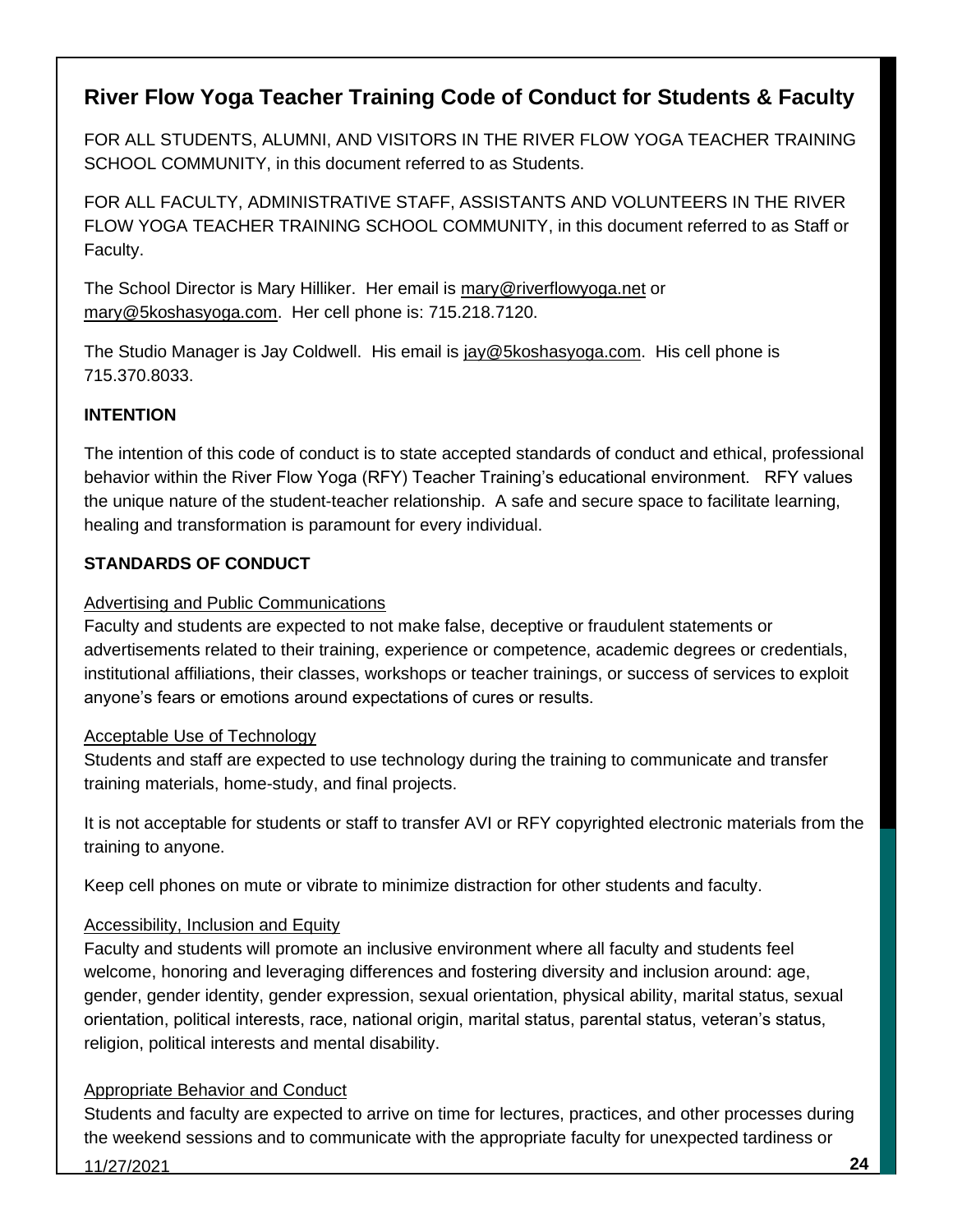## River Flow Yoga Teacher Training Code of Conduct for Students & Faculty

FOR ALL STUDENTS, ALUMNI, AND VISITORS IN THE RIVER FLOW YOGA TEACHER TRAINING SCHOOL COMMUNITY, in this document referred to as Students.

FOR ALL FACULTY, ADMINISTRATIVE STAFF, ASSISTANTS AND VOLUNTEERS IN THE RIVER FLOW YOGA TEACHER TRAINING SCHOOL COMMUNITY, in this document referred to as Staff or Faculty.

The School Director is Mary Hilliker. Her email is mary@riverflowyoga.net or mary@5koshasyoga.com. Her cell phone is: 715.218.7120.

The Studio Manager is Jay Coldwell. His email is jay@5koshasyoga.com. His cell phone is 715.370.8033.

**INTENTION**

The intention of this code of conduct is to state accepted standards of conduct and ethical, professional behavior within the River Flow Yoga (RFY) Teacher Training's educational environment. RFY values the unique nature of the student-teacher relationship. A safe and secure space to facilitate learning, healing and transformation is paramount for every individual.

**STANDARDS OF CONDUCT**

Advertising and Public Communications

Faculty and students are expected to not make false, deceptive or fraudulent statements or advertisements related to their training, experience or competence, academic degrees or credentials, institutional affiliations, their classes, workshops or teacher trainings, or success of services to exploit anyone's fears or emotions around expectations of cures or results.

Acceptable Use of Technology

Students and staff are expected to use technology during the training to communicate and transfer training materials, home-study, and final projects.

It is not acceptable for students or staff to transfer AVI or RFY copyrighted electronic materials from the training to anyone.

Keep cell phones on mute or vibrate to minimize distraction for other students and faculty.

Accessibility, Inclusion and Equity

Faculty and students will promote an inclusive environment where all faculty and students feel welcome, honoring and leveraging differences and fostering diversity and inclusion around: age, gender, gender identity, gender expression, sexual orientation, physical ability, marital status, sexual orientation, political interests, race, national origin, marital status, parental status, veteran's status, religion, political interests and mental disability.

Appropriate Behavior and Conduct

Students and faculty are expected to arrive on time for lectures, practices, and other processes during the weekend sessions and to communicate with the appropriate faculty for unexpected tardiness or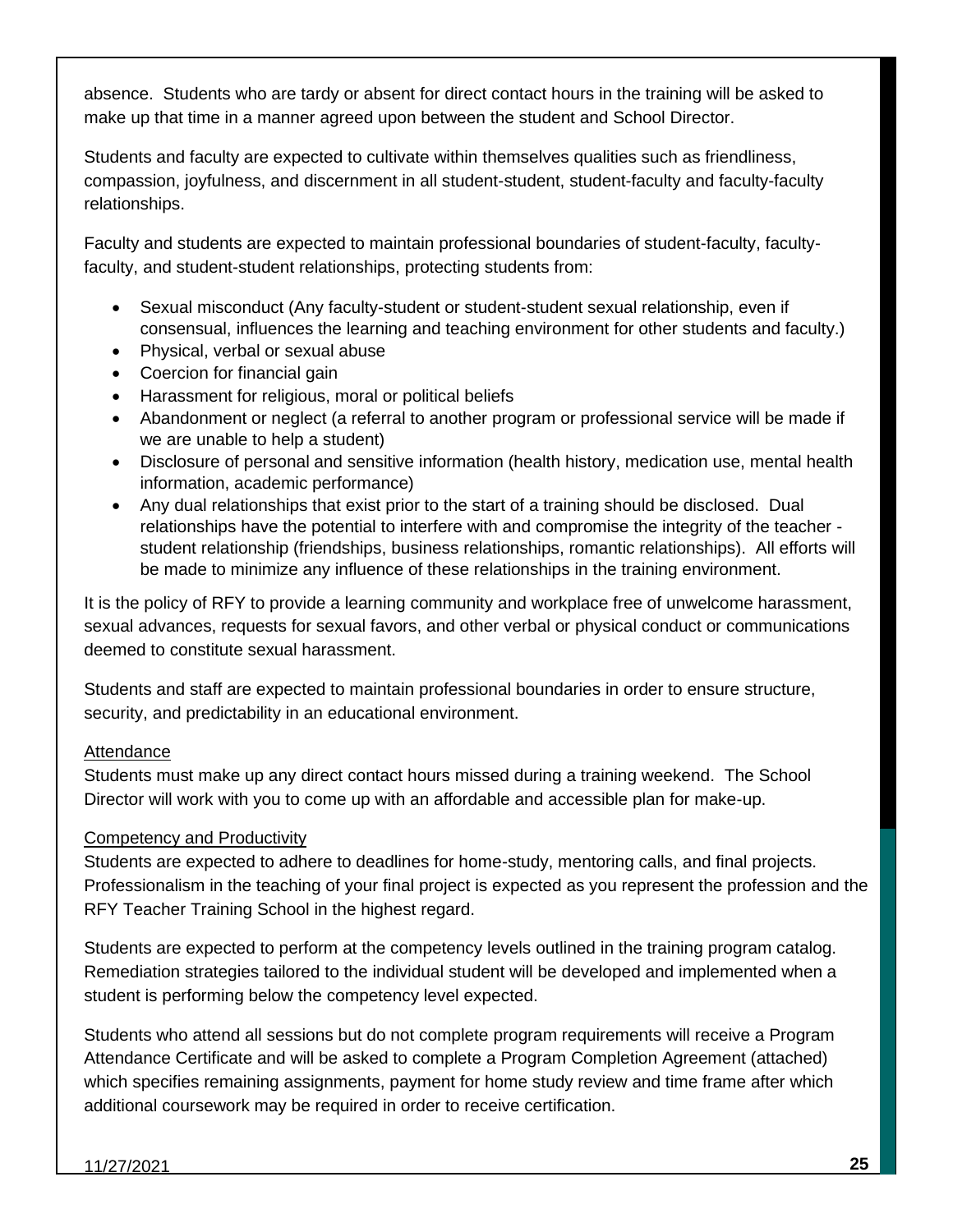absence. Students who are tardy or absent for direct contact hours in the training will be asked to make up that time in a manner agreed upon between the student and School Director.

Students and faculty are expected to cultivate within themselves qualities such as friendliness, compassion, joyfulness, and discernment in all student-student, student-faculty and faculty-faculty relationships.

Faculty and students are expected to maintain professional boundaries of student-faculty, faculty-faculty, and student-student relationships, protecting students from:

- Sexual misconduct (Any faculty-student or student-student sexual relationship, even if consensual, influences the learning and teaching environment for other students and faculty.)
- Physical, verbal or sexual abuse
- Coercion for financial gain
- Harassment for religious, moral or political beliefs
- Abandonment or neglect (a referral to another program or professional service will be made if we are unable to help a student)
- Disclosure of personal and sensitive information (health history, medication use, mental health information, academic performance)
- Any dual relationships that exist prior to the start of a training should be disclosed. Dual relationships have the potential to interfere with and compromise the integrity of the teacher - student relationship (friendships, business relationships, romantic relationships). All efforts will be made to minimize any influence of these relationships in the training environment.

It is the policy of RFY to provide a learning community and workplace free of unwelcome harassment, sexual advances, requests for sexual favors, and other verbal or physical conduct or communications deemed to constitute sexual harassment.

Students and staff are expected to maintain professional boundaries in order to ensure structure, security, and predictability in an educational environment.

<u>Attendance</u>

Students must make up any direct contact hours missed during a training weekend. The School Director will work with you to come up with an affordable and accessible plan for make-up.

<u>Competency and Productivity</u>

Students are expected to adhere to deadlines for home-study, mentoring calls, and final projects. Professionalism in the teaching of your final project is expected as you represent the profession and the RFY Teacher Training School in the highest regard.

Students are expected to perform at the competency levels outlined in the training program catalog. Remediation strategies tailored to the individual student will be developed and implemented when a student is performing below the competency level expected.

Students who attend all sessions but do not complete program requirements will receive a Program Attendance Certificate and will be asked to complete a Program Completion Agreement (attached) which specifies remaining assignments, payment for home study review and time frame after which additional coursework may be required in order to receive certification.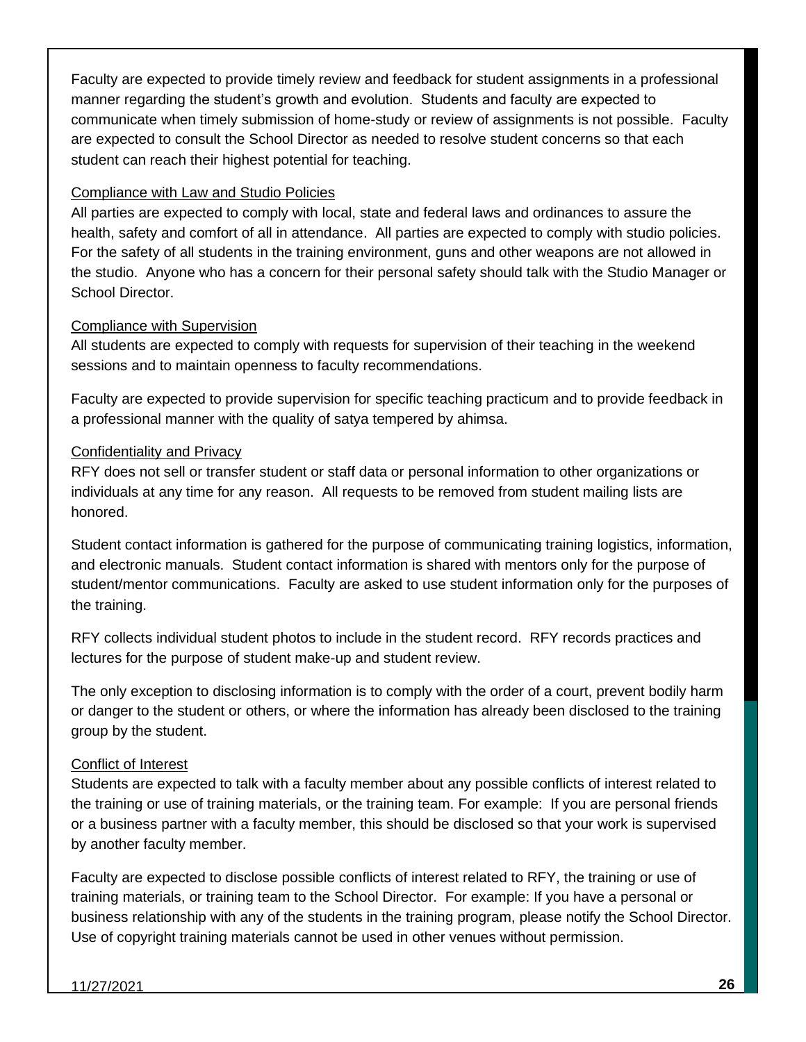Faculty are expected to provide timely review and feedback for student assignments in a professional manner regarding the student's growth and evolution. Students and faculty are expected to communicate when timely submission of home-study or review of assignments is not possible. Faculty are expected to consult the School Director as needed to resolve student concerns so that each student can reach their highest potential for teaching.

<u>Compliance with Law and Studio Policies</u>

All parties are expected to comply with local, state and federal laws and ordinances to assure the health, safety and comfort of all in attendance. All parties are expected to comply with studio policies. For the safety of all students in the training environment, guns and other weapons are not allowed in the studio. Anyone who has a concern for their personal safety should talk with the Studio Manager or School Director.

<u>Compliance with Supervision</u>

All students are expected to comply with requests for supervision of their teaching in the weekend sessions and to maintain openness to faculty recommendations.

Faculty are expected to provide supervision for specific teaching practicum and to provide feedback in a professional manner with the quality of satya tempered by ahimsa.

<u>Confidentiality and Privacy</u>

RFY does not sell or transfer student or staff data or personal information to other organizations or individuals at any time for any reason. All requests to be removed from student mailing lists are honored.

Student contact information is gathered for the purpose of communicating training logistics, information, and electronic manuals. Student contact information is shared with mentors only for the purpose of student/mentor communications. Faculty are asked to use student information only for the purposes of the training.

RFY collects individual student photos to include in the student record. RFY records practices and lectures for the purpose of student make-up and student review.

The only exception to disclosing information is to comply with the order of a court, prevent bodily harm or danger to the student or others, or where the information has already been disclosed to the training group by the student.

<u>Conflict of Interest</u>

Students are expected to talk with a faculty member about any possible conflicts of interest related to the training or use of training materials, or the training team. For example: If you are personal friends or a business partner with a faculty member, this should be disclosed so that your work is supervised by another faculty member.

Faculty are expected to disclose possible conflicts of interest related to RFY, the training or use of training materials, or training team to the School Director. For example: If you have a personal or business relationship with any of the students in the training program, please notify the School Director. Use of copyright training materials cannot be used in other venues without permission.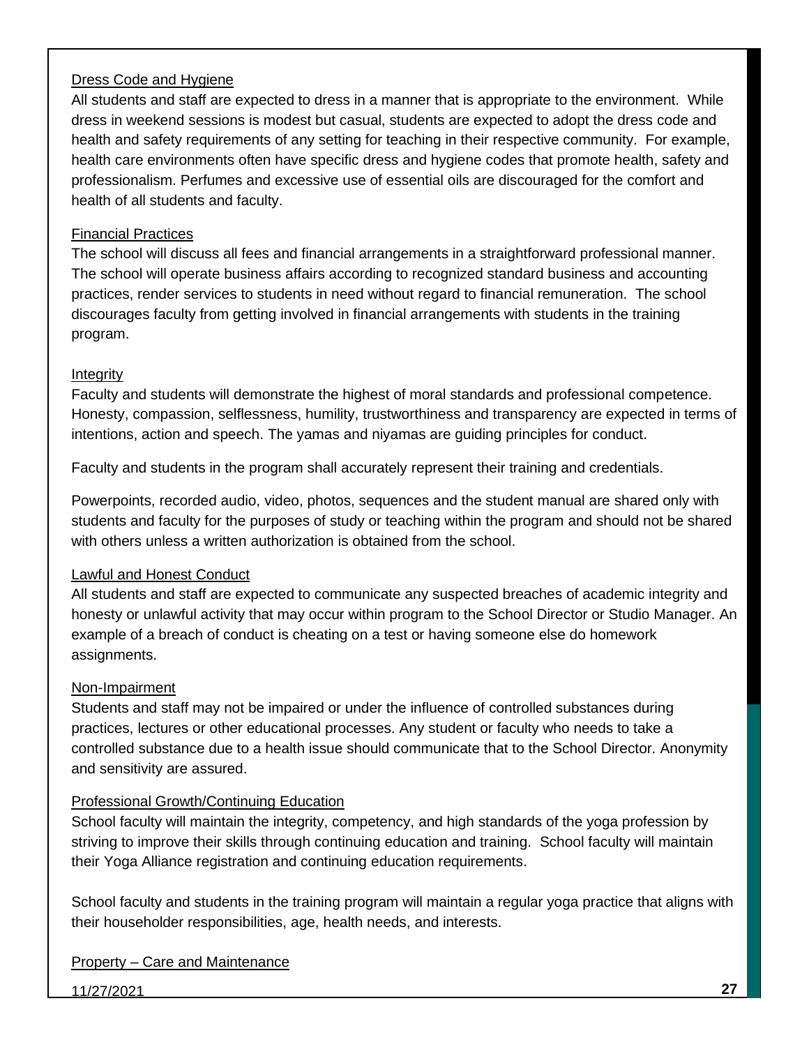Dress Code and Hygiene

All students and staff are expected to dress in a manner that is appropriate to the environment. While dress in weekend sessions is modest but casual, students are expected to adopt the dress code and health and safety requirements of any setting for teaching in their respective community. For example, health care environments often have specific dress and hygiene codes that promote health, safety and professionalism. Perfumes and excessive use of essential oils are discouraged for the comfort and health of all students and faculty.

Financial Practices

The school will discuss all fees and financial arrangements in a straightforward professional manner. The school will operate business affairs according to recognized standard business and accounting practices, render services to students in need without regard to financial remuneration. The school discourages faculty from getting involved in financial arrangements with students in the training program.

Integrity

Faculty and students will demonstrate the highest of moral standards and professional competence. Honesty, compassion, selflessness, humility, trustworthiness and transparency are expected in terms of intentions, action and speech. The yamas and niyamas are guiding principles for conduct.

Faculty and students in the program shall accurately represent their training and credentials.

Powerpoints, recorded audio, video, photos, sequences and the student manual are shared only with students and faculty for the purposes of study or teaching within the program and should not be shared with others unless a written authorization is obtained from the school.

Lawful and Honest Conduct

All students and staff are expected to communicate any suspected breaches of academic integrity and honesty or unlawful activity that may occur within program to the School Director or Studio Manager. An example of a breach of conduct is cheating on a test or having someone else do homework assignments.

Non-Impairment

Students and staff may not be impaired or under the influence of controlled substances during practices, lectures or other educational processes. Any student or faculty who needs to take a controlled substance due to a health issue should communicate that to the School Director. Anonymity and sensitivity are assured.

Professional Growth/Continuing Education

School faculty will maintain the integrity, competency, and high standards of the yoga profession by striving to improve their skills through continuing education and training. School faculty will maintain their Yoga Alliance registration and continuing education requirements.

School faculty and students in the training program will maintain a regular yoga practice that aligns with their householder responsibilities, age, health needs, and interests.

Property – Care and Maintenance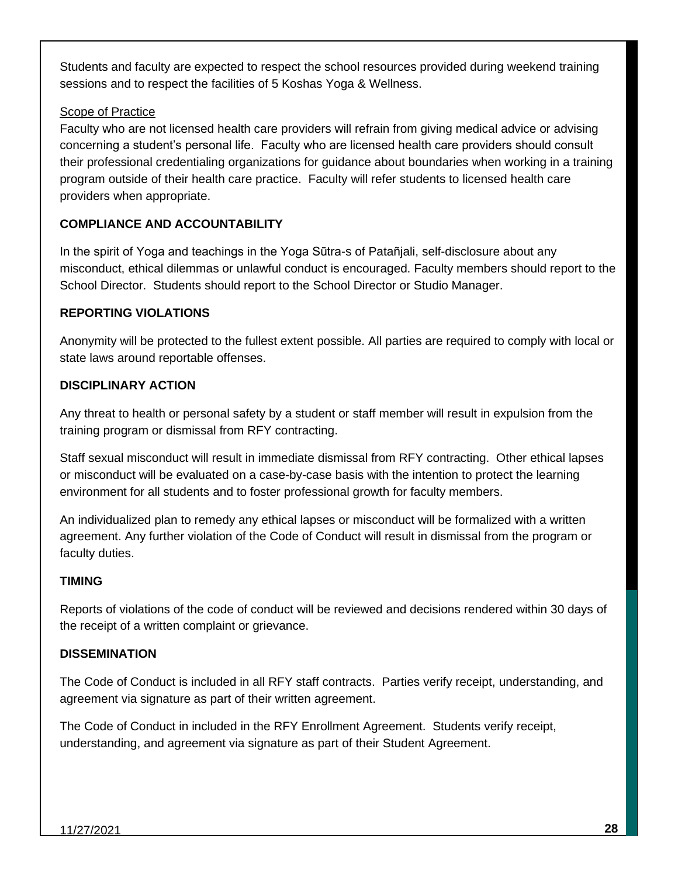Students and faculty are expected to respect the school resources provided during weekend training sessions and to respect the facilities of 5 Koshas Yoga & Wellness.

Scope of Practice

Faculty who are not licensed health care providers will refrain from giving medical advice or advising concerning a student's personal life. Faculty who are licensed health care providers should consult their professional credentialing organizations for guidance about boundaries when working in a training program outside of their health care practice. Faculty will refer students to licensed health care providers when appropriate.

## COMPLIANCE AND ACCOUNTABILITY

In the spirit of Yoga and teachings in the Yoga Sūtra-s of Patañjali, self-disclosure about any misconduct, ethical dilemmas or unlawful conduct is encouraged. Faculty members should report to the School Director. Students should report to the School Director or Studio Manager.

## REPORTING VIOLATIONS

Anonymity will be protected to the fullest extent possible. All parties are required to comply with local or state laws around reportable offenses.

## DISCIPLINARY ACTION

Any threat to health or personal safety by a student or staff member will result in expulsion from the training program or dismissal from RFY contracting.

Staff sexual misconduct will result in immediate dismissal from RFY contracting. Other ethical lapses or misconduct will be evaluated on a case-by-case basis with the intention to protect the learning environment for all students and to foster professional growth for faculty members.

An individualized plan to remedy any ethical lapses or misconduct will be formalized with a written agreement. Any further violation of the Code of Conduct will result in dismissal from the program or faculty duties.

## TIMING

Reports of violations of the code of conduct will be reviewed and decisions rendered within 30 days of the receipt of a written complaint or grievance.

## DISSEMINATION

The Code of Conduct is included in all RFY staff contracts. Parties verify receipt, understanding, and agreement via signature as part of their written agreement.

The Code of Conduct in included in the RFY Enrollment Agreement. Students verify receipt, understanding, and agreement via signature as part of their Student Agreement.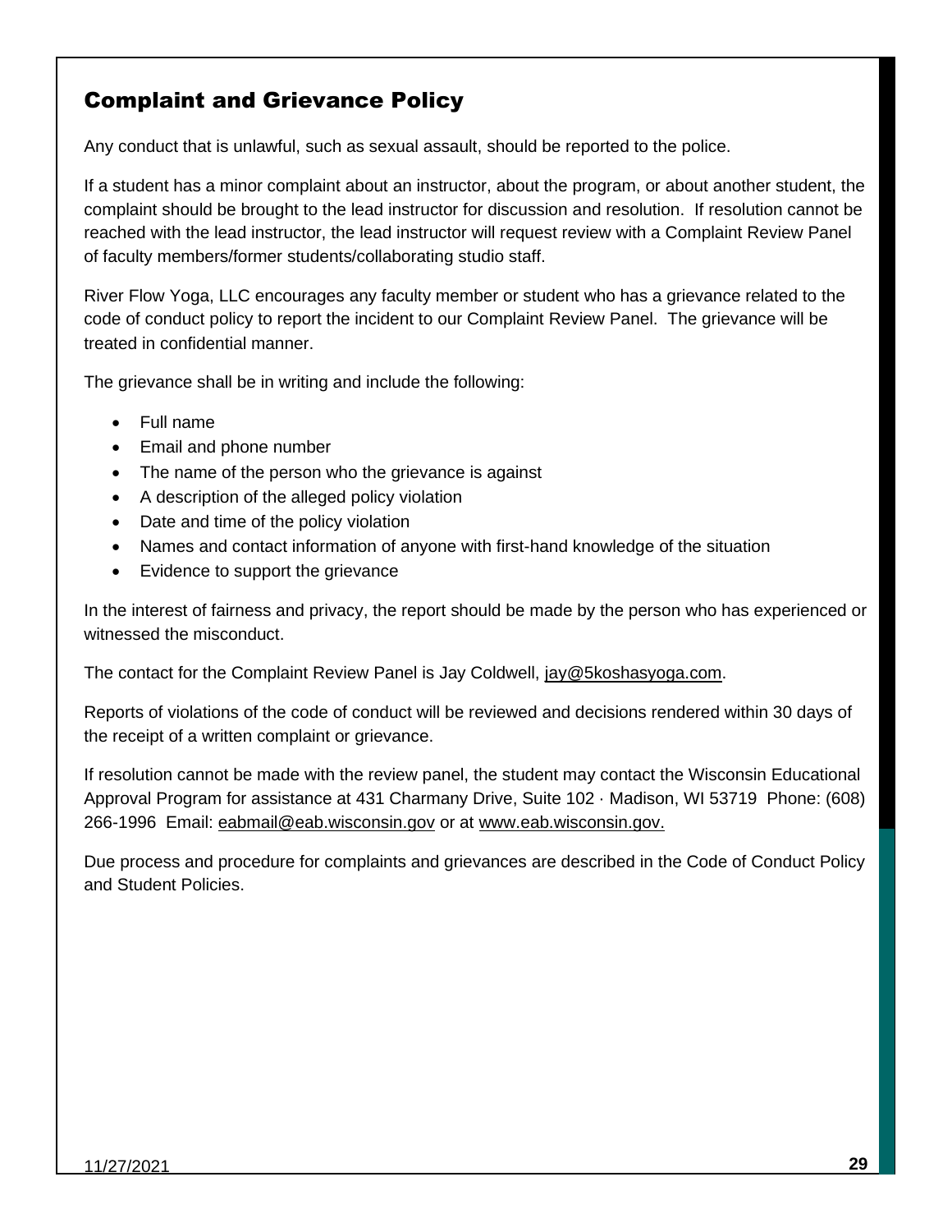## Complaint and Grievance Policy

Any conduct that is unlawful, such as sexual assault, should be reported to the police.

If a student has a minor complaint about an instructor, about the program, or about another student, the complaint should be brought to the lead instructor for discussion and resolution. If resolution cannot be reached with the lead instructor, the lead instructor will request review with a Complaint Review Panel of faculty members/former students/collaborating studio staff.

River Flow Yoga, LLC encourages any faculty member or student who has a grievance related to the code of conduct policy to report the incident to our Complaint Review Panel. The grievance will be treated in confidential manner.

The grievance shall be in writing and include the following:

- Full name
- Email and phone number
- The name of the person who the grievance is against
- A description of the alleged policy violation
- Date and time of the policy violation
- Names and contact information of anyone with first-hand knowledge of the situation
- Evidence to support the grievance

In the interest of fairness and privacy, the report should be made by the person who has experienced or witnessed the misconduct.

The contact for the Complaint Review Panel is Jay Coldwell, jay@5koshasyoga.com.

Reports of violations of the code of conduct will be reviewed and decisions rendered within 30 days of the receipt of a written complaint or grievance.

If resolution cannot be made with the review panel, the student may contact the Wisconsin Educational Approval Program for assistance at 431 Charmany Drive, Suite 102 · Madison, WI 53719 Phone: (608) 266-1996 Email: eabmail@eab.wisconsin.gov or at www.eab.wisconsin.gov.

Due process and procedure for complaints and grievances are described in the Code of Conduct Policy and Student Policies.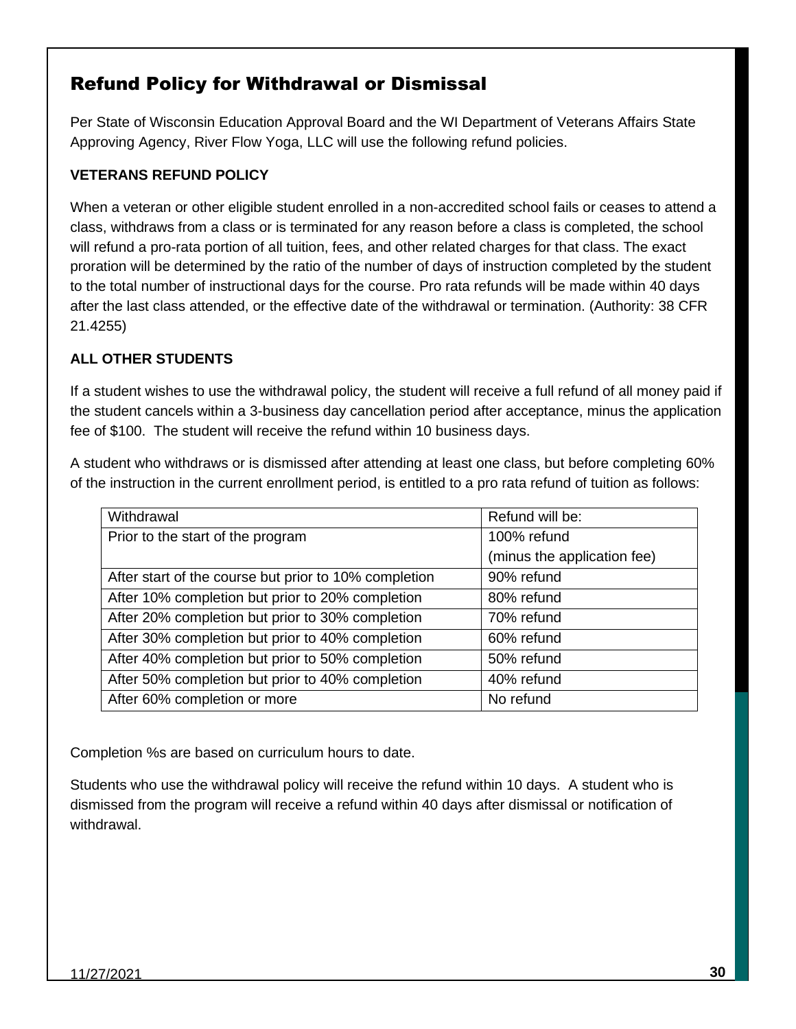## Refund Policy for Withdrawal or Dismissal

Per State of Wisconsin Education Approval Board and the WI Department of Veterans Affairs State Approving Agency, River Flow Yoga, LLC will use the following refund policies.

**VETERANS REFUND POLICY**

When a veteran or other eligible student enrolled in a non-accredited school fails or ceases to attend a class, withdraws from a class or is terminated for any reason before a class is completed, the school will refund a pro-rata portion of all tuition, fees, and other related charges for that class. The exact proration will be determined by the ratio of the number of days of instruction completed by the student to the total number of instructional days for the course. Pro rata refunds will be made within 40 days after the last class attended, or the effective date of the withdrawal or termination. (Authority: 38 CFR 21.4255)

**ALL OTHER STUDENTS**

If a student wishes to use the withdrawal policy, the student will receive a full refund of all money paid if the student cancels within a 3-business day cancellation period after acceptance, minus the application fee of $100. The student will receive the refund within 10 business days.

A student who withdraws or is dismissed after attending at least one class, but before completing 60% of the instruction in the current enrollment period, is entitled to a pro rata refund of tuition as follows:

| Withdrawal | Refund will be: |
|---|---|
| Prior to the start of the program | 100% refund (minus the application fee) |
| After start of the course but prior to 10% completion | 90% refund |
| After 10% completion but prior to 20% completion | 80% refund |
| After 20% completion but prior to 30% completion | 70% refund |
| After 30% completion but prior to 40% completion | 60% refund |
| After 40% completion but prior to 50% completion | 50% refund |
| After 50% completion but prior to 40% completion | 40% refund |
| After 60% completion or more | No refund |

Completion %s are based on curriculum hours to date.

Students who use the withdrawal policy will receive the refund within 10 days. A student who is dismissed from the program will receive a refund within 40 days after dismissal or notification of withdrawal.